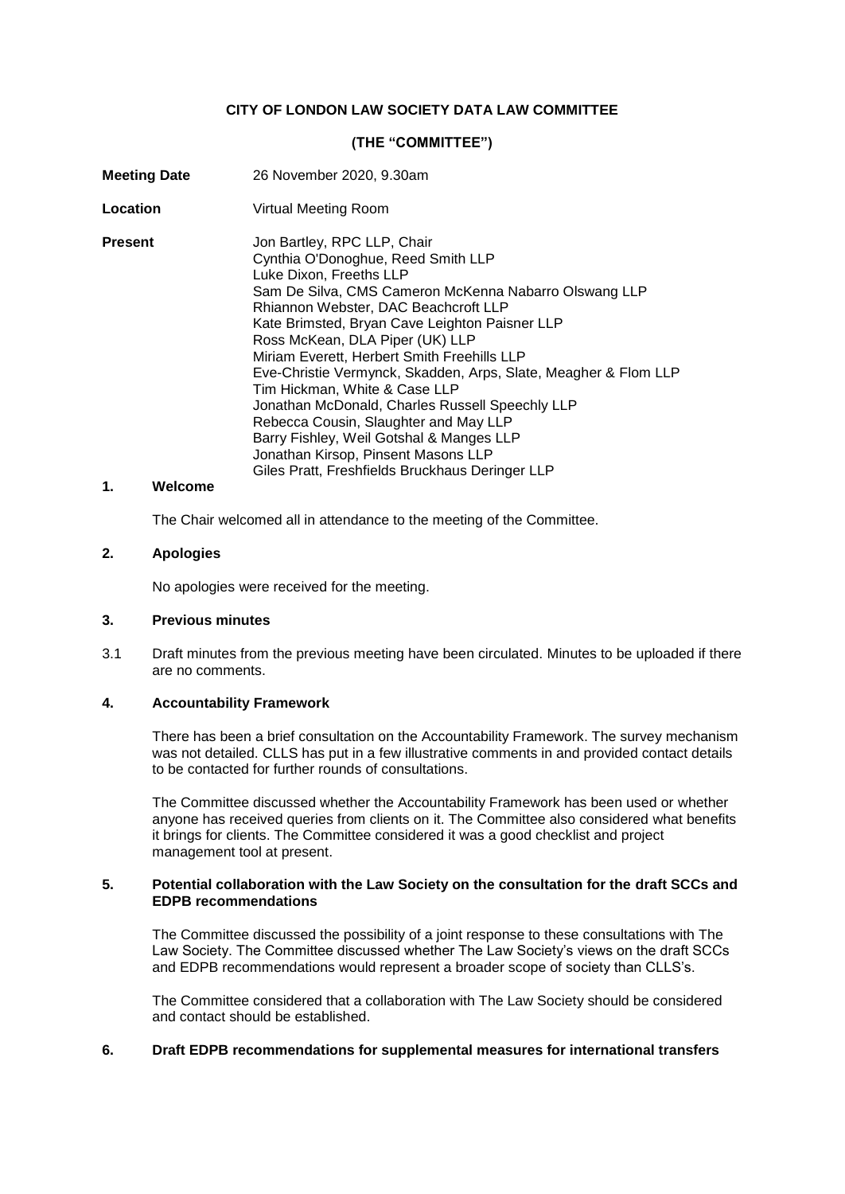**CITY OF LONDON LAW SOCIETY DATA LAW COMMITTEE**

**(THE "COMMITTEE")**

**Meeting Date** 26 November 2020, 9.30am

**Location** Virtual Meeting Room

**Present**

Jon Bartley, RPC LLP, Chair
Cynthia O'Donoghue, Reed Smith LLP
Luke Dixon, Freeths LLP
Sam De Silva, CMS Cameron McKenna Nabarro Olswang LLP
Rhiannon Webster, DAC Beachcroft LLP
Kate Brimsted, Bryan Cave Leighton Paisner LLP
Ross McKean, DLA Piper (UK) LLP
Miriam Everett, Herbert Smith Freehills LLP
Eve-Christie Vermynck, Skadden, Arps, Slate, Meagher & Flom LLP
Tim Hickman, White & Case LLP
Jonathan McDonald, Charles Russell Speechly LLP
Rebecca Cousin, Slaughter and May LLP
Barry Fishley, Weil Gotshal & Manges LLP
Jonathan Kirsop, Pinsent Masons LLP
Giles Pratt, Freshfields Bruckhaus Deringer LLP

## 1. Welcome

The Chair welcomed all in attendance to the meeting of the Committee.

## 2. Apologies

No apologies were received for the meeting.

## 3. Previous minutes

3.1 Draft minutes from the previous meeting have been circulated. Minutes to be uploaded if there are no comments.

## 4. Accountability Framework

There has been a brief consultation on the Accountability Framework. The survey mechanism was not detailed. CLLS has put in a few illustrative comments in and provided contact details to be contacted for further rounds of consultations.

The Committee discussed whether the Accountability Framework has been used or whether anyone has received queries from clients on it. The Committee also considered what benefits it brings for clients. The Committee considered it was a good checklist and project management tool at present.

## 5. Potential collaboration with the Law Society on the consultation for the draft SCCs and EDPB recommendations

The Committee discussed the possibility of a joint response to these consultations with The Law Society. The Committee discussed whether The Law Society's views on the draft SCCs and EDPB recommendations would represent a broader scope of society than CLLS's.

The Committee considered that a collaboration with The Law Society should be considered and contact should be established.

## 6. Draft EDPB recommendations for supplemental measures for international transfers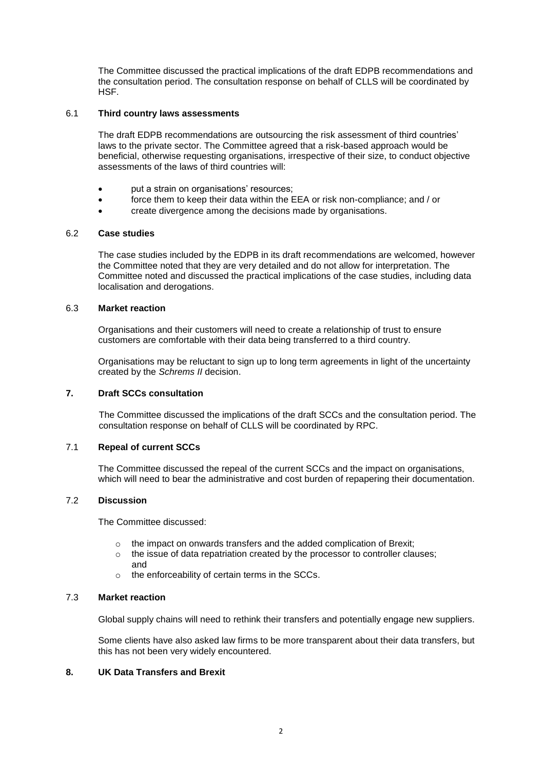The Committee discussed the practical implications of the draft EDPB recommendations and the consultation period. The consultation response on behalf of CLLS will be coordinated by HSF.

### 6.1 Third country laws assessments

The draft EDPB recommendations are outsourcing the risk assessment of third countries' laws to the private sector. The Committee agreed that a risk-based approach would be beneficial, otherwise requesting organisations, irrespective of their size, to conduct objective assessments of the laws of third countries will:

- put a strain on organisations' resources;
- force them to keep their data within the EEA or risk non-compliance; and / or
- create divergence among the decisions made by organisations.

### 6.2 Case studies

The case studies included by the EDPB in its draft recommendations are welcomed, however the Committee noted that they are very detailed and do not allow for interpretation. The Committee noted and discussed the practical implications of the case studies, including data localisation and derogations.

### 6.3 Market reaction

Organisations and their customers will need to create a relationship of trust to ensure customers are comfortable with their data being transferred to a third country.

Organisations may be reluctant to sign up to long term agreements in light of the uncertainty created by the *Schrems II* decision.

## 7. Draft SCCs consultation

The Committee discussed the implications of the draft SCCs and the consultation period. The consultation response on behalf of CLLS will be coordinated by RPC.

### 7.1 Repeal of current SCCs

The Committee discussed the repeal of the current SCCs and the impact on organisations, which will need to bear the administrative and cost burden of repapering their documentation.

### 7.2 Discussion

The Committee discussed:

- the impact on onwards transfers and the added complication of Brexit;
- the issue of data repatriation created by the processor to controller clauses; and
- the enforceability of certain terms in the SCCs.

### 7.3 Market reaction

Global supply chains will need to rethink their transfers and potentially engage new suppliers.

Some clients have also asked law firms to be more transparent about their data transfers, but this has not been very widely encountered.

## 8. UK Data Transfers and Brexit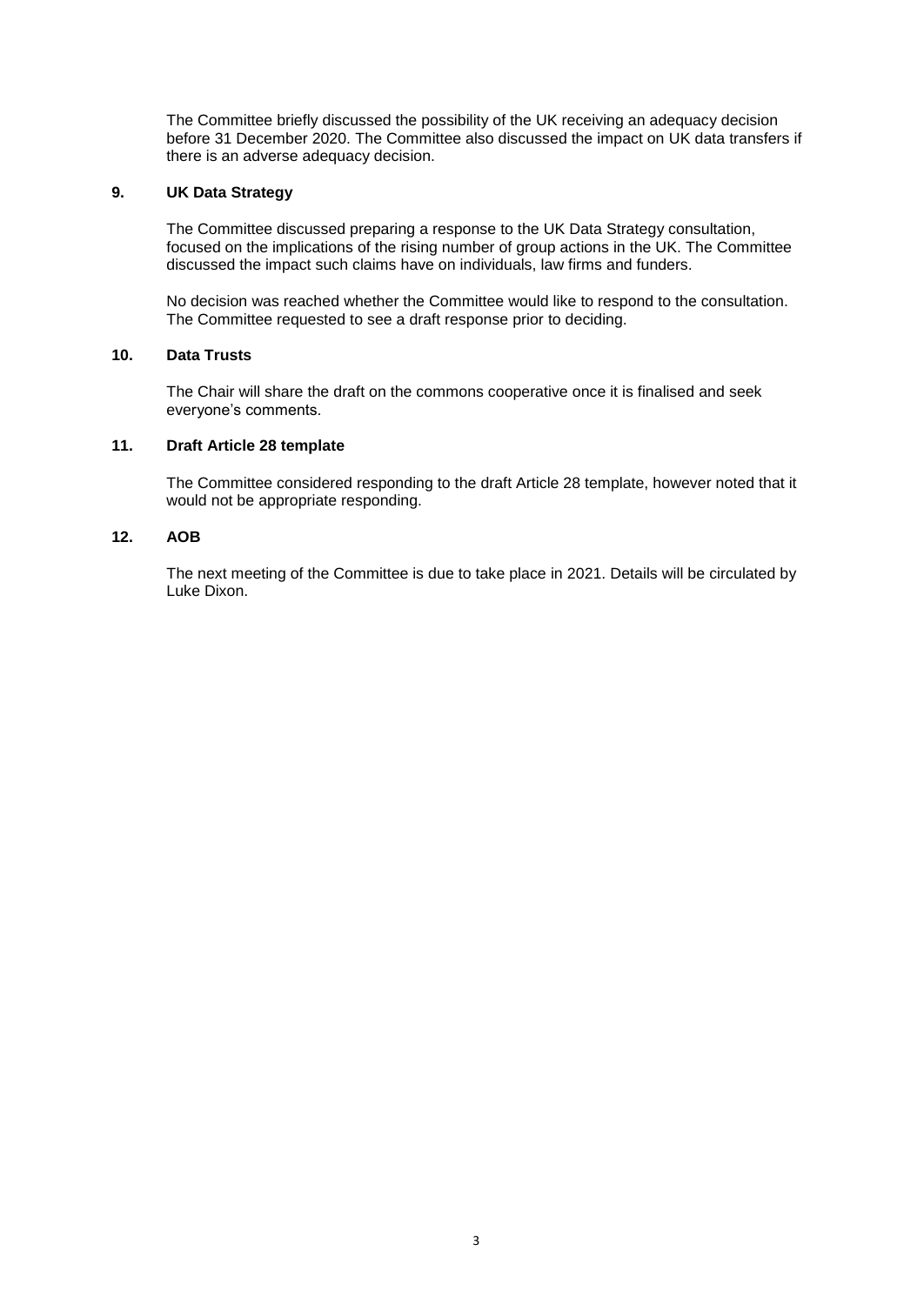The Committee briefly discussed the possibility of the UK receiving an adequacy decision before 31 December 2020. The Committee also discussed the impact on UK data transfers if there is an adverse adequacy decision.

### 9. UK Data Strategy

The Committee discussed preparing a response to the UK Data Strategy consultation, focused on the implications of the rising number of group actions in the UK. The Committee discussed the impact such claims have on individuals, law firms and funders.

No decision was reached whether the Committee would like to respond to the consultation. The Committee requested to see a draft response prior to deciding.

### 10. Data Trusts

The Chair will share the draft on the commons cooperative once it is finalised and seek everyone's comments.

### 11. Draft Article 28 template

The Committee considered responding to the draft Article 28 template, however noted that it would not be appropriate responding.

### 12. AOB

The next meeting of the Committee is due to take place in 2021. Details will be circulated by Luke Dixon.